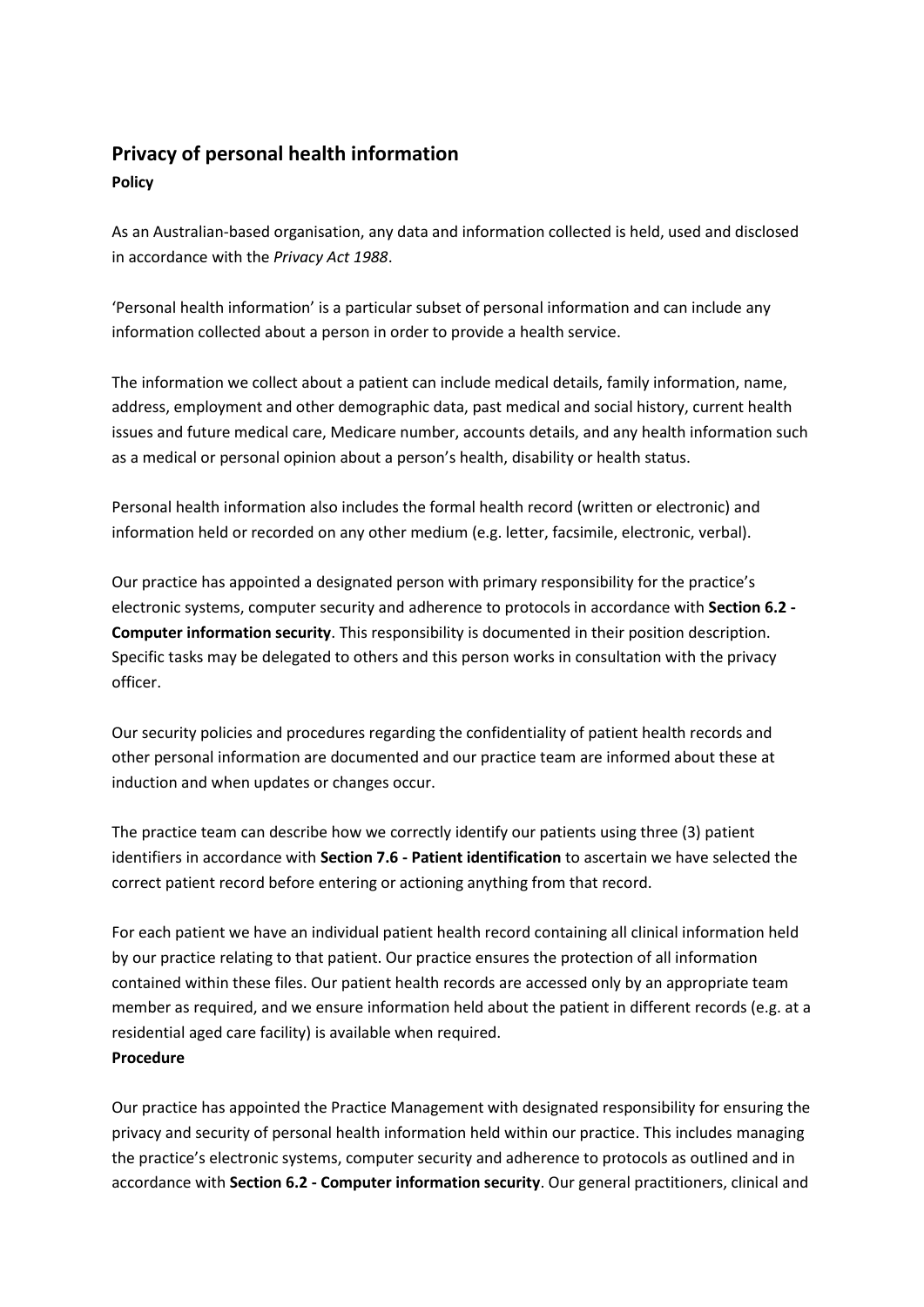## Privacy of personal health information

**Policy**

As an Australian-based organisation, any data and information collected is held, used and disclosed in accordance with the *Privacy Act 1988*.

'Personal health information' is a particular subset of personal information and can include any information collected about a person in order to provide a health service.

The information we collect about a patient can include medical details, family information, name, address, employment and other demographic data, past medical and social history, current health issues and future medical care, Medicare number, accounts details, and any health information such as a medical or personal opinion about a person's health, disability or health status.

Personal health information also includes the formal health record (written or electronic) and information held or recorded on any other medium (e.g. letter, facsimile, electronic, verbal).

Our practice has appointed a designated person with primary responsibility for the practice's electronic systems, computer security and adherence to protocols in accordance with **Section 6.2 - Computer information security**. This responsibility is documented in their position description. Specific tasks may be delegated to others and this person works in consultation with the privacy officer.

Our security policies and procedures regarding the confidentiality of patient health records and other personal information are documented and our practice team are informed about these at induction and when updates or changes occur.

The practice team can describe how we correctly identify our patients using three (3) patient identifiers in accordance with **Section 7.6 - Patient identification** to ascertain we have selected the correct patient record before entering or actioning anything from that record.

For each patient we have an individual patient health record containing all clinical information held by our practice relating to that patient. Our practice ensures the protection of all information contained within these files. Our patient health records are accessed only by an appropriate team member as required, and we ensure information held about the patient in different records (e.g. at a residential aged care facility) is available when required.

**Procedure**

Our practice has appointed the Practice Management with designated responsibility for ensuring the privacy and security of personal health information held within our practice. This includes managing the practice's electronic systems, computer security and adherence to protocols as outlined and in accordance with **Section 6.2 - Computer information security**. Our general practitioners, clinical and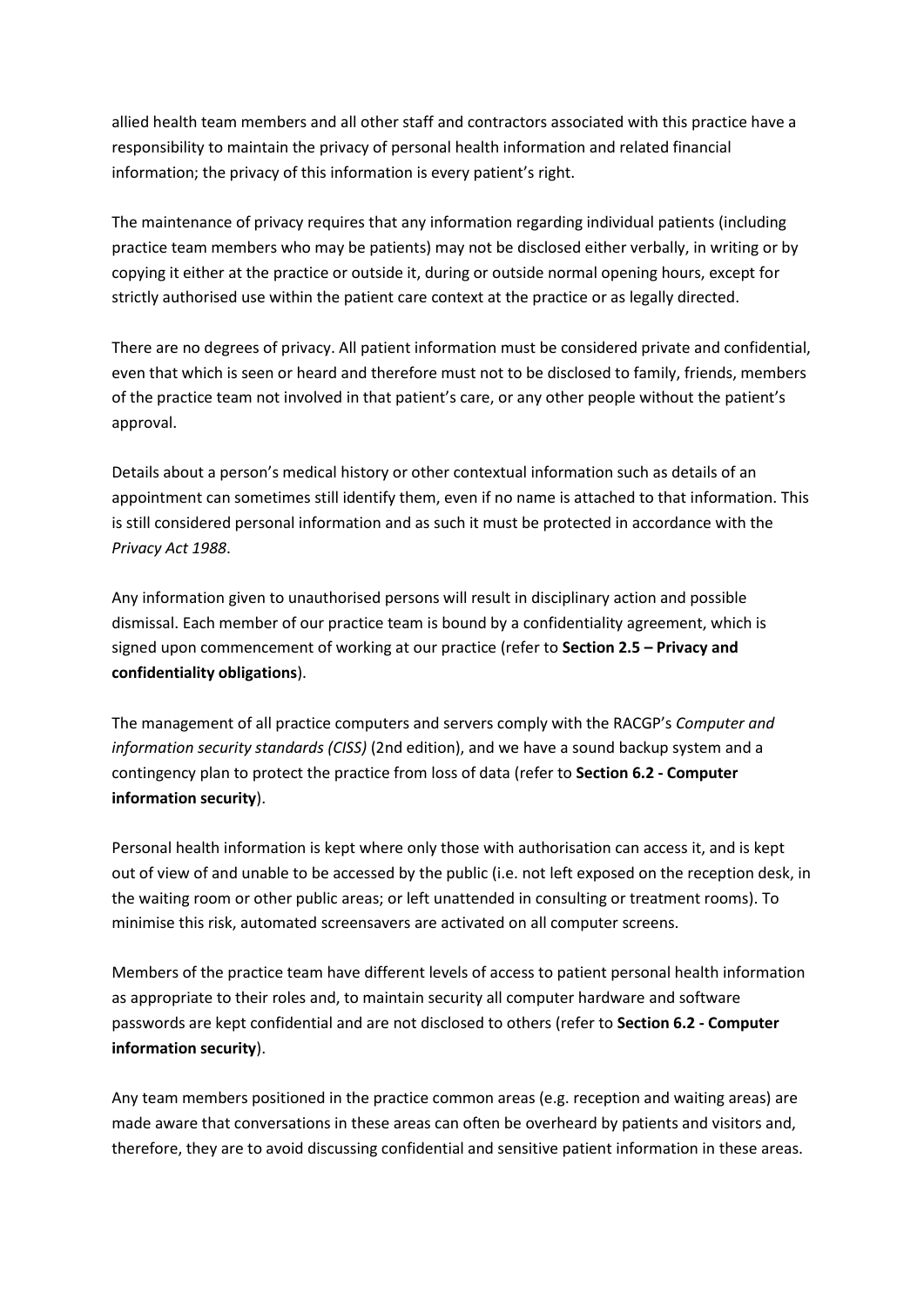allied health team members and all other staff and contractors associated with this practice have a responsibility to maintain the privacy of personal health information and related financial information; the privacy of this information is every patient's right.

The maintenance of privacy requires that any information regarding individual patients (including practice team members who may be patients) may not be disclosed either verbally, in writing or by copying it either at the practice or outside it, during or outside normal opening hours, except for strictly authorised use within the patient care context at the practice or as legally directed.

There are no degrees of privacy. All patient information must be considered private and confidential, even that which is seen or heard and therefore must not to be disclosed to family, friends, members of the practice team not involved in that patient's care, or any other people without the patient's approval.

Details about a person's medical history or other contextual information such as details of an appointment can sometimes still identify them, even if no name is attached to that information. This is still considered personal information and as such it must be protected in accordance with the *Privacy Act 1988*.

Any information given to unauthorised persons will result in disciplinary action and possible dismissal. Each member of our practice team is bound by a confidentiality agreement, which is signed upon commencement of working at our practice (refer to **Section 2.5 – Privacy and confidentiality obligations**).

The management of all practice computers and servers comply with the RACGP's *Computer and information security standards (CISS)* (2nd edition), and we have a sound backup system and a contingency plan to protect the practice from loss of data (refer to **Section 6.2 - Computer information security**).

Personal health information is kept where only those with authorisation can access it, and is kept out of view of and unable to be accessed by the public (i.e. not left exposed on the reception desk, in the waiting room or other public areas; or left unattended in consulting or treatment rooms). To minimise this risk, automated screensavers are activated on all computer screens.

Members of the practice team have different levels of access to patient personal health information as appropriate to their roles and, to maintain security all computer hardware and software passwords are kept confidential and are not disclosed to others (refer to **Section 6.2 - Computer information security**).

Any team members positioned in the practice common areas (e.g. reception and waiting areas) are made aware that conversations in these areas can often be overheard by patients and visitors and, therefore, they are to avoid discussing confidential and sensitive patient information in these areas.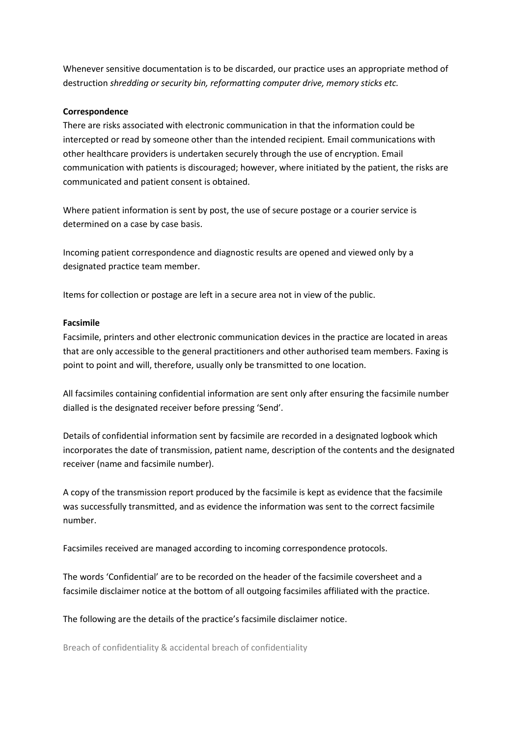Whenever sensitive documentation is to be discarded, our practice uses an appropriate method of destruction *shredding or security bin, reformatting computer drive, memory sticks etc.*

**Correspondence**

There are risks associated with electronic communication in that the information could be intercepted or read by someone other than the intended recipient. Email communications with other healthcare providers is undertaken securely through the use of encryption. Email communication with patients is discouraged; however, where initiated by the patient, the risks are communicated and patient consent is obtained.

Where patient information is sent by post, the use of secure postage or a courier service is determined on a case by case basis.

Incoming patient correspondence and diagnostic results are opened and viewed only by a designated practice team member.

Items for collection or postage are left in a secure area not in view of the public.

**Facsimile**

Facsimile, printers and other electronic communication devices in the practice are located in areas that are only accessible to the general practitioners and other authorised team members. Faxing is point to point and will, therefore, usually only be transmitted to one location.

All facsimiles containing confidential information are sent only after ensuring the facsimile number dialled is the designated receiver before pressing 'Send'.

Details of confidential information sent by facsimile are recorded in a designated logbook which incorporates the date of transmission, patient name, description of the contents and the designated receiver (name and facsimile number).

A copy of the transmission report produced by the facsimile is kept as evidence that the facsimile was successfully transmitted, and as evidence the information was sent to the correct facsimile number.

Facsimiles received are managed according to incoming correspondence protocols.

The words 'Confidential' are to be recorded on the header of the facsimile coversheet and a facsimile disclaimer notice at the bottom of all outgoing facsimiles affiliated with the practice.

The following are the details of the practice's facsimile disclaimer notice.

Breach of confidentiality & accidental breach of confidentiality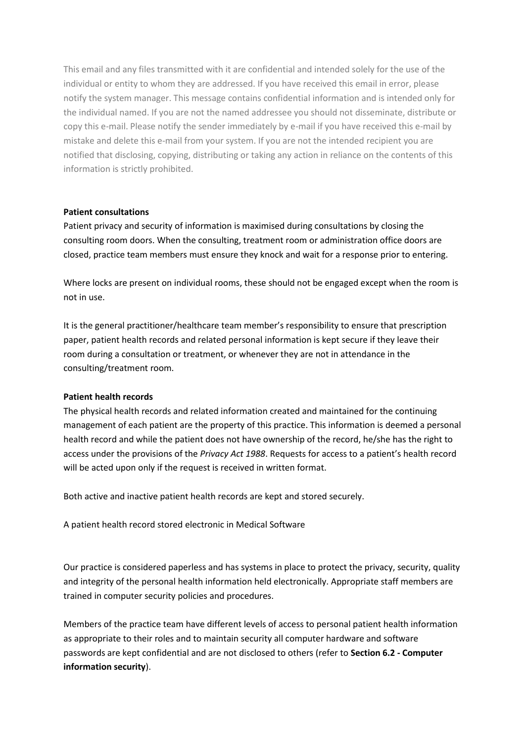This email and any files transmitted with it are confidential and intended solely for the use of the individual or entity to whom they are addressed. If you have received this email in error, please notify the system manager. This message contains confidential information and is intended only for the individual named. If you are not the named addressee you should not disseminate, distribute or copy this e-mail. Please notify the sender immediately by e-mail if you have received this e-mail by mistake and delete this e-mail from your system. If you are not the intended recipient you are notified that disclosing, copying, distributing or taking any action in reliance on the contents of this information is strictly prohibited.

**Patient consultations**

Patient privacy and security of information is maximised during consultations by closing the consulting room doors. When the consulting, treatment room or administration office doors are closed, practice team members must ensure they knock and wait for a response prior to entering.

Where locks are present on individual rooms, these should not be engaged except when the room is not in use.

It is the general practitioner/healthcare team member's responsibility to ensure that prescription paper, patient health records and related personal information is kept secure if they leave their room during a consultation or treatment, or whenever they are not in attendance in the consulting/treatment room.

**Patient health records**

The physical health records and related information created and maintained for the continuing management of each patient are the property of this practice. This information is deemed a personal health record and while the patient does not have ownership of the record, he/she has the right to access under the provisions of the *Privacy Act 1988*. Requests for access to a patient's health record will be acted upon only if the request is received in written format.

Both active and inactive patient health records are kept and stored securely.

A patient health record stored electronic in Medical Software

Our practice is considered paperless and has systems in place to protect the privacy, security, quality and integrity of the personal health information held electronically. Appropriate staff members are trained in computer security policies and procedures.

Members of the practice team have different levels of access to personal patient health information as appropriate to their roles and to maintain security all computer hardware and software passwords are kept confidential and are not disclosed to others (refer to **Section 6.2 - Computer information security**).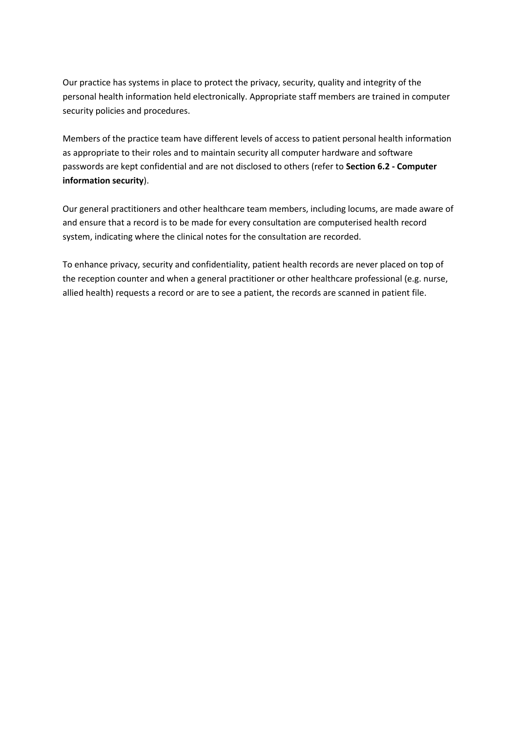Our practice has systems in place to protect the privacy, security, quality and integrity of the personal health information held electronically. Appropriate staff members are trained in computer security policies and procedures.

Members of the practice team have different levels of access to patient personal health information as appropriate to their roles and to maintain security all computer hardware and software passwords are kept confidential and are not disclosed to others (refer to **Section 6.2 - Computer information security**).

Our general practitioners and other healthcare team members, including locums, are made aware of and ensure that a record is to be made for every consultation are computerised health record system, indicating where the clinical notes for the consultation are recorded.

To enhance privacy, security and confidentiality, patient health records are never placed on top of the reception counter and when a general practitioner or other healthcare professional (e.g. nurse, allied health) requests a record or are to see a patient, the records are scanned in patient file.